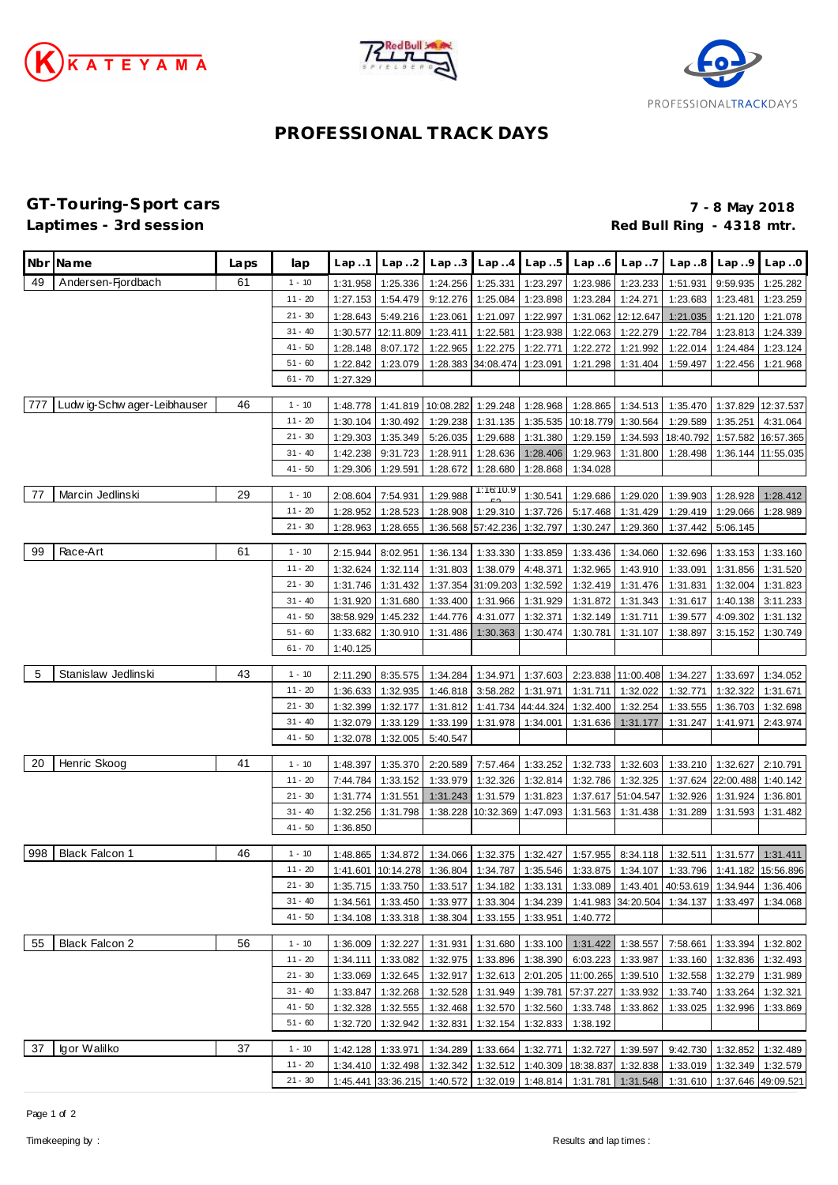# PROFESSIONAL TRACK DAYS

## GT-Touring-Sport cars

**Laptimes - 3rd session**

**7 - 8 May 2018**

**Red Bull Ring - 4318 mtr.**

| Nbr | Name | Laps | lap | Lap..1 | Lap..2 | Lap..3 | Lap..4 | Lap..5 | Lap..6 | Lap..7 | Lap..8 | Lap..9 | Lap..0 |
|---|---|---|---|---|---|---|---|---|---|---|---|---|---|
| 49 | Andersen-Fjordbach | 61 | 1 - 10 | 1:31.958 | 1:25.336 | 1:24.256 | 1:25.331 | 1:23.297 | 1:23.986 | 1:23.233 | 1:51.931 | 9:59.935 | 1:25.282 |
| | | | 11 - 20 | 1:27.153 | 1:54.479 | 9:12.276 | 1:25.084 | 1:23.898 | 1:23.284 | 1:24.271 | 1:23.683 | 1:23.481 | 1:23.259 |
| | | | 21 - 30 | 1:28.643 | 5:49.216 | 1:23.061 | 1:21.097 | 1:22.997 | 1:31.062 | 12:12.647 | 1:21.035 | 1:21.120 | 1:21.078 |
| | | | 31 - 40 | 1:30.577 | 12:11.809 | 1:23.411 | 1:22.581 | 1:23.938 | 1:22.063 | 1:22.279 | 1:22.784 | 1:23.813 | 1:24.339 |
| | | | 41 - 50 | 1:28.148 | 8:07.172 | 1:22.965 | 1:22.275 | 1:22.771 | 1:22.272 | 1:21.992 | 1:22.014 | 1:24.484 | 1:23.124 |
| | | | 51 - 60 | 1:22.842 | 1:23.079 | 1:28.383 | 34:08.474 | 1:23.091 | 1:21.298 | 1:31.404 | 1:59.497 | 1:22.456 | 1:21.968 |
| | | | 61 - 70 | 1:27.329 | | | | | | | | | |
| 777 | Ludwig-Schwager-Leibhauser | 46 | 1 - 10 | 1:48.778 | 1:41.819 | 10:08.282 | 1:29.248 | 1:28.968 | 1:28.865 | 1:34.513 | 1:35.470 | 1:37.829 | 12:37.537 |
| | | | 11 - 20 | 1:30.104 | 1:30.492 | 1:29.238 | 1:31.135 | 1:35.535 | 10:18.779 | 1:30.564 | 1:29.589 | 1:35.251 | 4:31.064 |
| | | | 21 - 30 | 1:29.303 | 1:35.349 | 5:26.035 | 1:29.688 | 1:31.380 | 1:29.159 | 1:34.593 | 18:40.792 | 1:57.582 | 16:57.365 |
| | | | 31 - 40 | 1:42.238 | 9:31.723 | 1:28.911 | 1:28.636 | 1:28.406 | 1:29.963 | 1:31.800 | 1:28.498 | 1:36.144 | 11:55.035 |
| | | | 41 - 50 | 1:29.306 | 1:29.591 | 1:28.672 | 1:28.680 | 1:28.868 | 1:34.028 | | | | |
| 77 | Marcin Jedlinski | 29 | 1 - 10 | 2:08.604 | 7:54.931 | 1:29.988 | 1:16:10.953 | 1:30.541 | 1:29.686 | 1:29.020 | 1:39.903 | 1:28.928 | 1:28.412 |
| | | | 11 - 20 | 1:28.952 | 1:28.523 | 1:28.908 | 1:29.310 | 1:37.726 | 5:17.468 | 1:31.429 | 1:29.419 | 1:29.066 | 1:28.989 |
| | | | 21 - 30 | 1:28.963 | 1:28.655 | 1:36.568 | 57:42.236 | 1:32.797 | 1:30.247 | 1:29.360 | 1:37.442 | 5:06.145 | |
| 99 | Race-Art | 61 | 1 - 10 | 2:15.944 | 8:02.951 | 1:36.134 | 1:33.330 | 1:33.859 | 1:33.436 | 1:34.060 | 1:32.696 | 1:33.153 | 1:33.160 |
| | | | 11 - 20 | 1:32.624 | 1:32.114 | 1:31.803 | 1:38.079 | 4:48.371 | 1:32.965 | 1:43.910 | 1:33.091 | 1:31.856 | 1:31.520 |
| | | | 21 - 30 | 1:31.746 | 1:31.432 | 1:37.354 | 31:09.203 | 1:32.592 | 1:32.419 | 1:31.476 | 1:31.831 | 1:32.004 | 1:31.823 |
| | | | 31 - 40 | 1:31.920 | 1:31.680 | 1:33.400 | 1:31.966 | 1:31.929 | 1:31.872 | 1:31.343 | 1:31.617 | 1:40.138 | 3:11.233 |
| | | | 41 - 50 | 38:58.929 | 1:45.232 | 1:44.776 | 4:31.077 | 1:32.371 | 1:32.149 | 1:31.711 | 1:39.577 | 4:09.302 | 1:31.132 |
| | | | 51 - 60 | 1:33.682 | 1:30.910 | 1:31.486 | 1:30.363 | 1:30.474 | 1:30.781 | 1:31.107 | 1:38.897 | 3:15.152 | 1:30.749 |
| | | | 61 - 70 | 1:40.125 | | | | | | | | | |
| 5 | Stanislaw Jedlinski | 43 | 1 - 10 | 2:11.290 | 8:35.575 | 1:34.284 | 1:34.971 | 1:37.603 | 2:23.838 | 11:00.408 | 1:34.227 | 1:33.697 | 1:34.052 |
| | | | 11 - 20 | 1:36.633 | 1:32.935 | 1:46.818 | 3:58.282 | 1:31.971 | 1:31.711 | 1:32.022 | 1:32.771 | 1:32.322 | 1:31.671 |
| | | | 21 - 30 | 1:32.399 | 1:32.177 | 1:31.812 | 1:41.734 | 44:44.324 | 1:32.400 | 1:32.254 | 1:33.555 | 1:36.703 | 1:32.698 |
| | | | 31 - 40 | 1:32.079 | 1:33.129 | 1:33.199 | 1:31.978 | 1:34.001 | 1:31.636 | 1:31.177 | 1:31.247 | 1:41.971 | 2:43.974 |
| | | | 41 - 50 | 1:32.078 | 1:32.005 | 5:40.547 | | | | | | | |
| 20 | Henric Skoog | 41 | 1 - 10 | 1:48.397 | 1:35.370 | 2:20.589 | 7:57.464 | 1:33.252 | 1:32.733 | 1:32.603 | 1:33.210 | 1:32.627 | 2:10.791 |
| | | | 11 - 20 | 7:44.784 | 1:33.152 | 1:33.979 | 1:32.326 | 1:32.814 | 1:32.786 | 1:32.325 | 1:37.624 | 22:00.488 | 1:40.142 |
| | | | 21 - 30 | 1:31.774 | 1:31.551 | 1:31.243 | 1:31.579 | 1:31.823 | 1:37.617 | 51:04.547 | 1:32.926 | 1:31.924 | 1:36.801 |
| | | | 31 - 40 | 1:32.256 | 1:31.798 | 1:38.228 | 10:32.369 | 1:47.093 | 1:31.563 | 1:31.438 | 1:31.289 | 1:31.593 | 1:31.482 |
| | | | 41 - 50 | 1:36.850 | | | | | | | | | |
| 998 | Black Falcon 1 | 46 | 1 - 10 | 1:48.865 | 1:34.872 | 1:34.066 | 1:32.375 | 1:32.427 | 1:57.955 | 8:34.118 | 1:32.511 | 1:31.577 | 1:31.411 |
| | | | 11 - 20 | 1:41.601 | 10:14.278 | 1:36.804 | 1:34.787 | 1:35.546 | 1:33.875 | 1:34.107 | 1:33.796 | 1:41.182 | 15:56.896 |
| | | | 21 - 30 | 1:35.715 | 1:33.750 | 1:33.517 | 1:34.182 | 1:33.131 | 1:33.089 | 1:43.401 | 40:53.619 | 1:34.944 | 1:36.406 |
| | | | 31 - 40 | 1:34.561 | 1:33.450 | 1:33.977 | 1:33.304 | 1:34.239 | 1:41.983 | 34:20.504 | 1:34.137 | 1:33.497 | 1:34.068 |
| | | | 41 - 50 | 1:34.108 | 1:33.318 | 1:38.304 | 1:33.155 | 1:33.951 | 1:40.772 | | | | |
| 55 | Black Falcon 2 | 56 | 1 - 10 | 1:36.009 | 1:32.227 | 1:31.931 | 1:31.680 | 1:33.100 | 1:31.422 | 1:38.557 | 7:58.661 | 1:33.394 | 1:32.802 |
| | | | 11 - 20 | 1:34.111 | 1:33.082 | 1:32.975 | 1:33.896 | 1:38.390 | 6:03.223 | 1:33.987 | 1:33.160 | 1:32.836 | 1:32.493 |
| | | | 21 - 30 | 1:33.069 | 1:32.645 | 1:32.917 | 1:32.613 | 2:01.205 | 11:00.265 | 1:39.510 | 1:32.558 | 1:32.279 | 1:31.989 |
| | | | 31 - 40 | 1:33.847 | 1:32.268 | 1:32.528 | 1:31.949 | 1:39.781 | 57:37.227 | 1:33.932 | 1:33.740 | 1:33.264 | 1:32.321 |
| | | | 41 - 50 | 1:32.328 | 1:32.555 | 1:32.468 | 1:32.570 | 1:32.560 | 1:33.748 | 1:33.862 | 1:33.025 | 1:32.996 | 1:33.869 |
| | | | 51 - 60 | 1:32.720 | 1:32.942 | 1:32.831 | 1:32.154 | 1:32.833 | 1:38.192 | | | | |
| 37 | Igor Walilko | 37 | 1 - 10 | 1:42.128 | 1:33.971 | 1:34.289 | 1:33.664 | 1:32.771 | 1:32.727 | 1:39.597 | 9:42.730 | 1:32.852 | 1:32.489 |
| | | | 11 - 20 | 1:34.410 | 1:32.498 | 1:32.342 | 1:32.512 | 1:40.309 | 18:38.837 | 1:32.838 | 1:33.019 | 1:32.349 | 1:32.579 |
| | | | 21 - 30 | 1:45.441 | 33:36.215 | 1:40.572 | 1:32.019 | 1:48.814 | 1:31.781 | 1:31.548 | 1:31.610 | 1:37.646 | 49:09.521 |

Timekeeping by :

Results and lap times :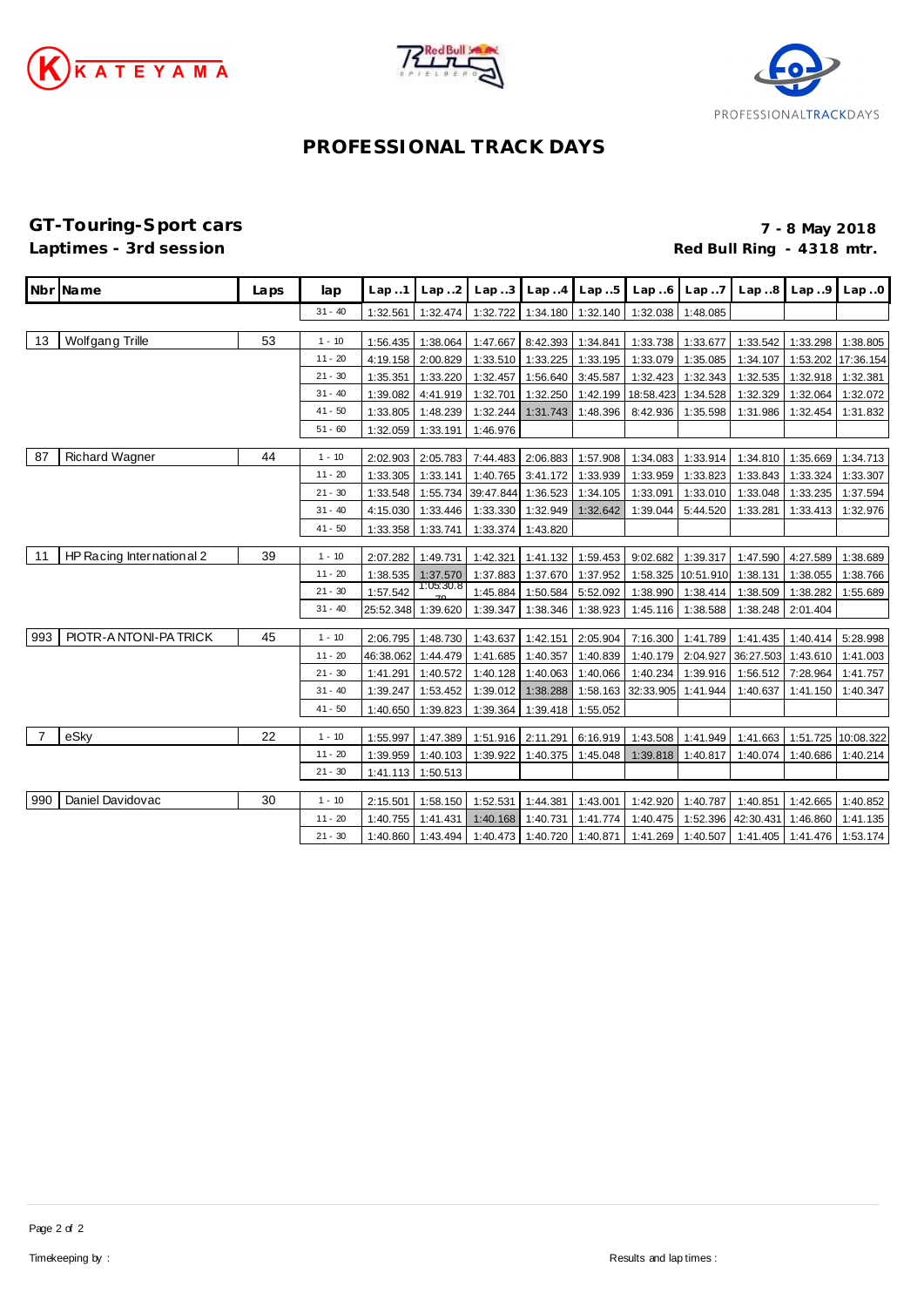## PROFESSIONAL TRACK DAYS

**GT-Touring-Sport cars** **7 - 8 May 2018**
**Laptimes - 3rd session** **Red Bull Ring - 4318 mtr.**

| Nbr | Name | Laps | lap | Lap ..1 | Lap ..2 | Lap ..3 | Lap ..4 | Lap ..5 | Lap ..6 | Lap ..7 | Lap ..8 | Lap ..9 | Lap ..0 |
|---|---|---|---|---|---|---|---|---|---|---|---|---|---|
| | | | 31 - 40 | 1:32.561 | 1:32.474 | 1:32.722 | 1:34.180 | 1:32.140 | 1:32.038 | 1:48.085 | | | |
| 13 | Wolfgang Trille | 53 | 1 - 10 | 1:56.435 | 1:38.064 | 1:47.667 | 8:42.393 | 1:34.841 | 1:33.738 | 1:33.677 | 1:33.542 | 1:33.298 | 1:38.805 |
| | | | 11 - 20 | 4:19.158 | 2:00.829 | 1:33.510 | 1:33.225 | 1:33.195 | 1:33.079 | 1:35.085 | 1:34.107 | 1:53.202 | 17:36.154 |
| | | | 21 - 30 | 1:35.351 | 1:33.220 | 1:32.457 | 1:56.640 | 3:45.587 | 1:32.423 | 1:32.343 | 1:32.535 | 1:32.918 | 1:32.381 |
| | | | 31 - 40 | 1:39.082 | 4:41.919 | 1:32.701 | 1:32.250 | 1:42.199 | 18:58.423 | 1:34.528 | 1:32.329 | 1:32.064 | 1:32.072 |
| | | | 41 - 50 | 1:33.805 | 1:48.239 | 1:32.244 | 1:31.743 | 1:48.396 | 8:42.936 | 1:35.598 | 1:31.986 | 1:32.454 | 1:31.832 |
| | | | 51 - 60 | 1:32.059 | 1:33.191 | 1:46.976 | | | | | | | |
| 87 | Richard Wagner | 44 | 1 - 10 | 2:02.903 | 2:05.783 | 7:44.483 | 2:06.883 | 1:57.908 | 1:34.083 | 1:33.914 | 1:34.810 | 1:35.669 | 1:34.713 |
| | | | 11 - 20 | 1:33.305 | 1:33.141 | 1:40.765 | 3:41.172 | 1:33.939 | 1:33.959 | 1:33.823 | 1:33.843 | 1:33.324 | 1:33.307 |
| | | | 21 - 30 | 1:33.548 | 1:55.734 | 39:47.844 | 1:36.523 | 1:34.105 | 1:33.091 | 1:33.010 | 1:33.048 | 1:33.235 | 1:37.594 |
| | | | 31 - 40 | 4:15.030 | 1:33.446 | 1:33.330 | 1:32.949 | 1:32.642 | 1:39.044 | 5:44.520 | 1:33.281 | 1:33.413 | 1:32.976 |
| | | | 41 - 50 | 1:33.358 | 1:33.741 | 1:33.374 | 1:43.820 | | | | | | |
| 11 | HP Racing International 2 | 39 | 1 - 10 | 2:07.282 | 1:49.731 | 1:42.321 | 1:41.132 | 1:59.453 | 9:02.682 | 1:39.317 | 1:47.590 | 4:27.589 | 1:38.689 |
| | | | 11 - 20 | 1:38.535 | 1:37.570 | 1:37.883 | 1:37.670 | 1:37.952 | 1:58.325 | 10:51.910 | 1:38.131 | 1:38.055 | 1:38.766 |
| | | | 21 - 30 | 1:57.542 | 1:05:30.870 | 1:45.884 | 1:50.584 | 5:52.092 | 1:38.990 | 1:38.414 | 1:38.509 | 1:38.282 | 1:55.689 |
| | | | 31 - 40 | 25:52.348 | 1:39.620 | 1:39.347 | 1:38.346 | 1:38.923 | 1:45.116 | 1:38.588 | 1:38.248 | 2:01.404 | |
| 993 | PIOTR-ANTONI-PATRICK | 45 | 1 - 10 | 2:06.795 | 1:48.730 | 1:43.637 | 1:42.151 | 2:05.904 | 7:16.300 | 1:41.789 | 1:41.435 | 1:40.414 | 5:28.998 |
| | | | 11 - 20 | 46:38.062 | 1:44.479 | 1:41.685 | 1:40.357 | 1:40.839 | 1:40.179 | 2:04.927 | 36:27.503 | 1:43.610 | 1:41.003 |
| | | | 21 - 30 | 1:41.291 | 1:40.572 | 1:40.128 | 1:40.063 | 1:40.066 | 1:40.234 | 1:39.916 | 1:56.512 | 7:28.964 | 1:41.757 |
| | | | 31 - 40 | 1:39.247 | 1:53.452 | 1:39.012 | 1:38.288 | 1:58.163 | 32:33.905 | 1:41.944 | 1:40.637 | 1:41.150 | 1:40.347 |
| | | | 41 - 50 | 1:40.650 | 1:39.823 | 1:39.364 | 1:39.418 | 1:55.052 | | | | | |
| 7 | eSky | 22 | 1 - 10 | 1:55.997 | 1:47.389 | 1:51.916 | 2:11.291 | 6:16.919 | 1:43.508 | 1:41.949 | 1:41.663 | 1:51.725 | 10:08.322 |
| | | | 11 - 20 | 1:39.959 | 1:40.103 | 1:39.922 | 1:40.375 | 1:45.048 | 1:39.818 | 1:40.817 | 1:40.074 | 1:40.686 | 1:40.214 |
| | | | 21 - 30 | 1:41.113 | 1:50.513 | | | | | | | | |
| 990 | Daniel Davidovac | 30 | 1 - 10 | 2:15.501 | 1:58.150 | 1:52.531 | 1:44.381 | 1:43.001 | 1:42.920 | 1:40.787 | 1:40.851 | 1:42.665 | 1:40.852 |
| | | | 11 - 20 | 1:40.755 | 1:41.431 | 1:40.168 | 1:40.731 | 1:41.774 | 1:40.475 | 1:52.396 | 42:30.431 | 1:46.860 | 1:41.135 |
| | | | 21 - 30 | 1:40.860 | 1:43.494 | 1:40.473 | 1:40.720 | 1:40.871 | 1:41.269 | 1:40.507 | 1:41.405 | 1:41.476 | 1:53.174 |

Timekeeping by :

Results and lap times :